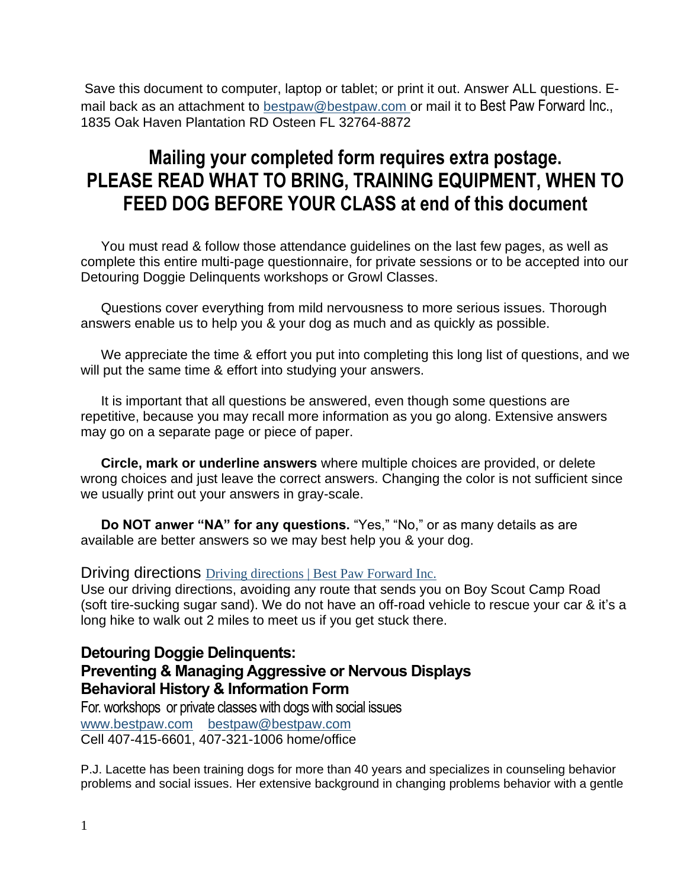Save this document to computer, laptop or tablet; or print it out. Answer ALL questions. E-mail back as an attachment to [bestpaw@bestpaw.com](mailto:bestpaw@bestpaw.com) or mail it to Best Paw Forward Inc., 1835 Oak Haven Plantation RD Osteen FL 32764-8872

## Mailing your completed form requires extra postage. PLEASE READ WHAT TO BRING, TRAINING EQUIPMENT, WHEN TO FEED DOG BEFORE YOUR CLASS at end of this document

You must read & follow those attendance guidelines on the last few pages, as well as complete this entire multi-page questionnaire, for private sessions or to be accepted into our Detouring Doggie Delinquents workshops or Growl Classes.

Questions cover everything from mild nervousness to more serious issues. Thorough answers enable us to help you & your dog as much and as quickly as possible.

We appreciate the time & effort you put into completing this long list of questions, and we will put the same time & effort into studying your answers.

It is important that all questions be answered, even though some questions are repetitive, because you may recall more information as you go along. Extensive answers may go on a separate page or piece of paper.

**Circle, mark or underline answers** where multiple choices are provided, or delete wrong choices and just leave the correct answers. Changing the color is not sufficient since we usually print out your answers in gray-scale.

**Do NOT anwer "NA" for any questions.** "Yes," "No," or as many details as are available are better answers so we may best help you & your dog.

Driving directions [Driving directions | Best Paw Forward Inc.]()
Use our driving directions, avoiding any route that sends you on Boy Scout Camp Road (soft tire-sucking sugar sand). We do not have an off-road vehicle to rescue your car & it's a long hike to walk out 2 miles to meet us if you get stuck there.

### Detouring Doggie Delinquents: Preventing & Managing Aggressive or Nervous Displays Behavioral History & Information Form

For. workshops or private classes with dogs with social issues
[www.bestpaw.com](http://www.bestpaw.com) [bestpaw@bestpaw.com](mailto:bestpaw@bestpaw.com)
Cell 407-415-6601, 407-321-1006 home/office

P.J. Lacette has been training dogs for more than 40 years and specializes in counseling behavior problems and social issues. Her extensive background in changing problems behavior with a gentle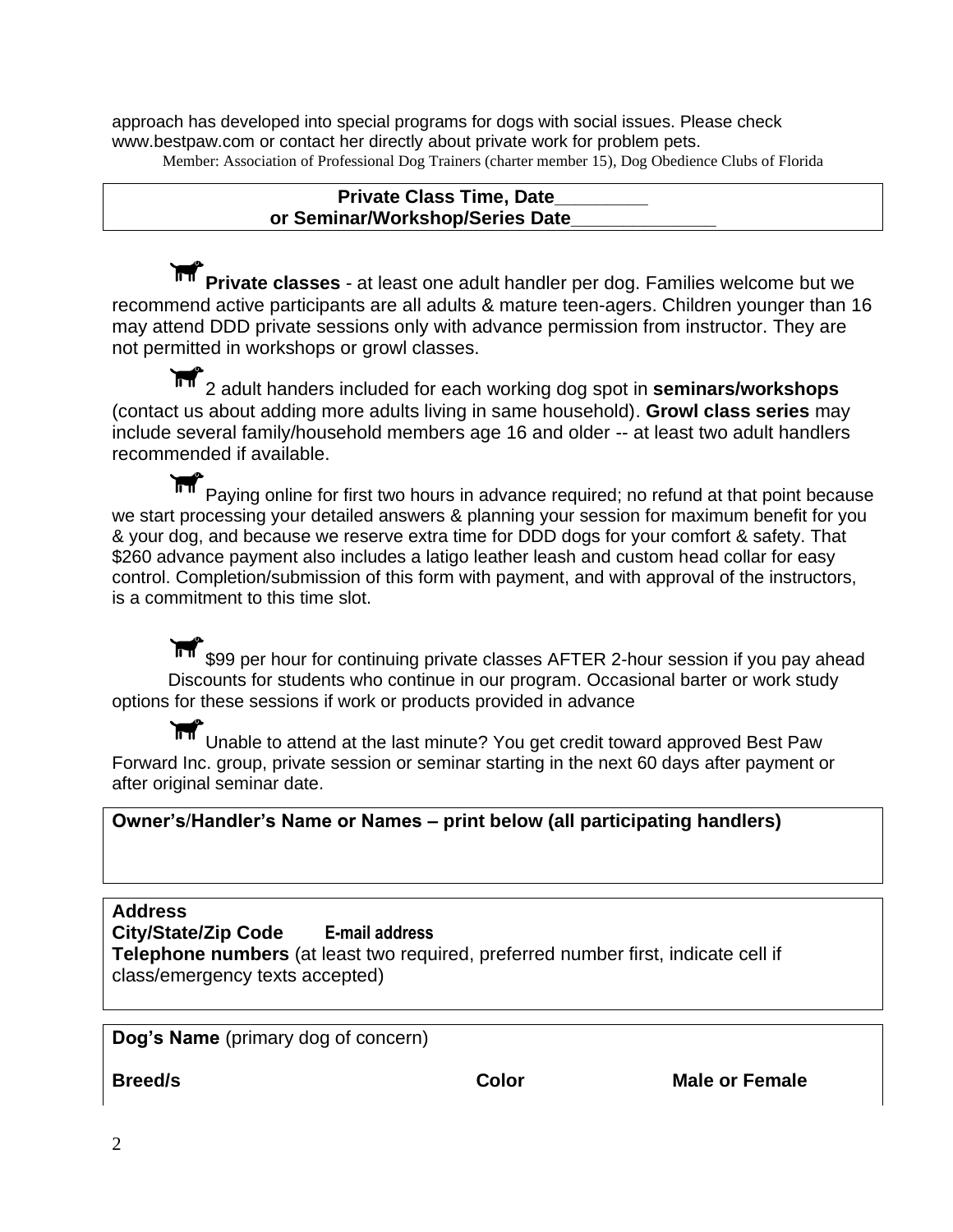approach has developed into special programs for dogs with social issues. Please check www.bestpaw.com or contact her directly about private work for problem pets.

Member: Association of Professional Dog Trainers (charter member 15), Dog Obedience Clubs of Florida

**Private Class Time, Date_________**
**or Seminar/Workshop/Series Date______________**

**Private classes** - at least one adult handler per dog. Families welcome but we recommend active participants are all adults & mature teen-agers. Children younger than 16 may attend DDD private sessions only with advance permission from instructor. They are not permitted in workshops or growl classes.

2 adult handers included for each working dog spot in **seminars/workshops** (contact us about adding more adults living in same household). **Growl class series** may include several family/household members age 16 and older -- at least two adult handlers recommended if available.

Paying online for first two hours in advance required; no refund at that point because we start processing your detailed answers & planning your session for maximum benefit for you & your dog, and because we reserve extra time for DDD dogs for your comfort & safety. That $260 advance payment also includes a latigo leather leash and custom head collar for easy control. Completion/submission of this form with payment, and with approval of the instructors, is a commitment to this time slot.

$99 per hour for continuing private classes AFTER 2-hour session if you pay ahead

Discounts for students who continue in our program. Occasional barter or work study options for these sessions if work or products provided in advance

Unable to attend at the last minute? You get credit toward approved Best Paw Forward Inc. group, private session or seminar starting in the next 60 days after payment or after original seminar date.

**Owner's/Handler's Name or Names – print below (all participating handlers)**

**Address**
**City/State/Zip Code** **E-mail address**
**Telephone numbers** (at least two required, preferred number first, indicate cell if class/emergency texts accepted)

**Dog's Name** (primary dog of concern)

**Breed/s** **Color** **Male or Female**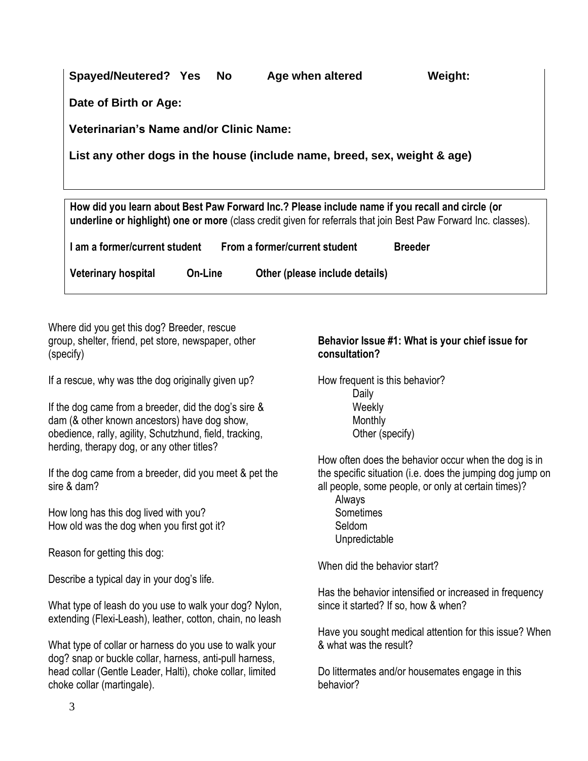**Spayed/Neutered? Yes No Age when altered Weight:**

**Date of Birth or Age:**

**Veterinarian's Name and/or Clinic Name:**

**List any other dogs in the house (include name, breed, sex, weight & age)**

**How did you learn about Best Paw Forward Inc.? Please include name if you recall and circle (or underline or highlight) one or more** (class credit given for referrals that join Best Paw Forward Inc. classes).

**I am a former/current student From a former/current student Breeder**

**Veterinary hospital On-Line Other (please include details)**

Where did you get this dog? Breeder, rescue group, shelter, friend, pet store, newspaper, other (specify)

If a rescue, why was tthe dog originally given up?

If the dog came from a breeder, did the dog's sire & dam (& other known ancestors) have dog show, obedience, rally, agility, Schutzhund, field, tracking, herding, therapy dog, or any other titles?

If the dog came from a breeder, did you meet & pet the sire & dam?

How long has this dog lived with you?
How old was the dog when you first got it?

Reason for getting this dog:

Describe a typical day in your dog's life.

What type of leash do you use to walk your dog? Nylon, extending (Flexi-Leash), leather, cotton, chain, no leash

What type of collar or harness do you use to walk your dog? snap or buckle collar, harness, anti-pull harness, head collar (Gentle Leader, Halti), choke collar, limited choke collar (martingale).

**Behavior Issue #1: What is your chief issue for consultation?**

How frequent is this behavior?
- Daily
- Weekly
- Monthly
- Other (specify)

How often does the behavior occur when the dog is in the specific situation (i.e. does the jumping dog jump on all people, some people, or only at certain times)?
- Always
- Sometimes
- Seldom
- Unpredictable

When did the behavior start?

Has the behavior intensified or increased in frequency since it started? If so, how & when?

Have you sought medical attention for this issue? When & what was the result?

Do littermates and/or housemates engage in this behavior?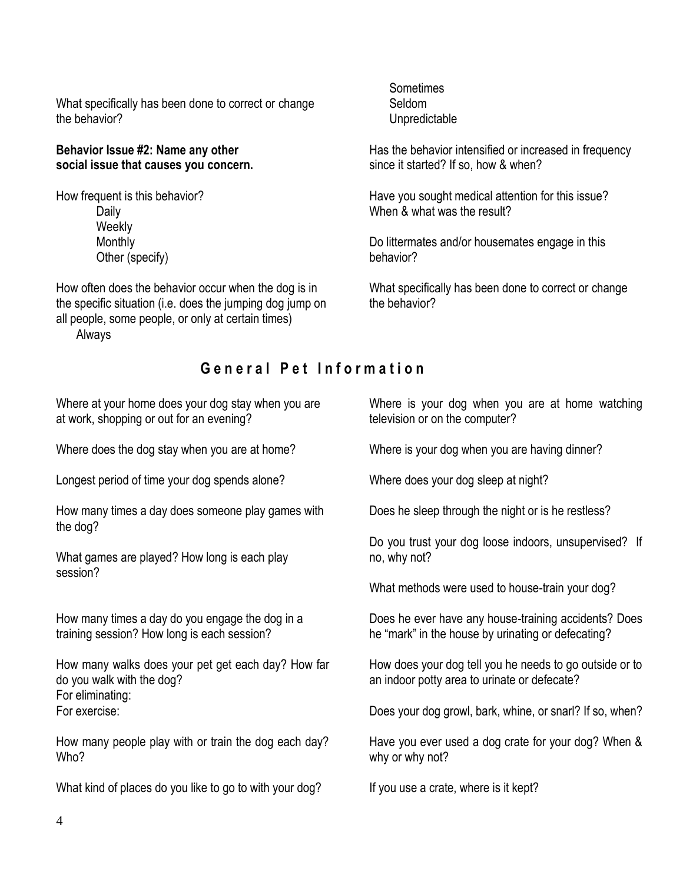What specifically has been done to correct or change the behavior?

**Behavior Issue #2: Name any other social issue that causes you concern.**

How frequent is this behavior?

- Daily
- Weekly
- Monthly
- Other (specify)

How often does the behavior occur when the dog is in the specific situation (i.e. does the jumping dog jump on all people, some people, or only at certain times)

- Always
- Sometimes
- Seldom
- Unpredictable

Has the behavior intensified or increased in frequency since it started? If so, how & when?

Have you sought medical attention for this issue? When & what was the result?

Do littermates and/or housemates engage in this behavior?

What specifically has been done to correct or change the behavior?

## General Pet Information

Where at your home does your dog stay when you are at work, shopping or out for an evening?

Where does the dog stay when you are at home?

Longest period of time your dog spends alone?

How many times a day does someone play games with the dog?

What games are played? How long is each play session?

How many times a day do you engage the dog in a training session? How long is each session?

How many walks does your pet get each day? How far do you walk with the dog?
For eliminating:
For exercise:

How many people play with or train the dog each day? Who?

What kind of places do you like to go to with your dog?

Where is your dog when you are at home watching television or on the computer?

Where is your dog when you are having dinner?

Where does your dog sleep at night?

Does he sleep through the night or is he restless?

Do you trust your dog loose indoors, unsupervised? If no, why not?

What methods were used to house-train your dog?

Does he ever have any house-training accidents? Does he "mark" in the house by urinating or defecating?

How does your dog tell you he needs to go outside or to an indoor potty area to urinate or defecate?

Does your dog growl, bark, whine, or snarl? If so, when?

Have you ever used a dog crate for your dog? When & why or why not?

If you use a crate, where is it kept?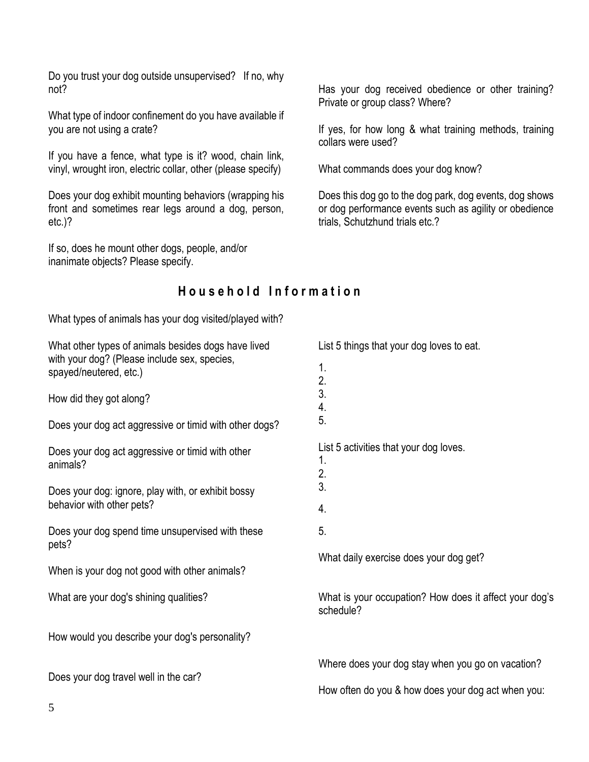Do you trust your dog outside unsupervised? If no, why not?

What type of indoor confinement do you have available if you are not using a crate?

If you have a fence, what type is it? wood, chain link, vinyl, wrought iron, electric collar, other (please specify)

Does your dog exhibit mounting behaviors (wrapping his front and sometimes rear legs around a dog, person, etc.)?

If so, does he mount other dogs, people, and/or inanimate objects? Please specify.

Has your dog received obedience or other training? Private or group class? Where?

If yes, for how long & what training methods, training collars were used?

What commands does your dog know?

Does this dog go to the dog park, dog events, dog shows or dog performance events such as agility or obedience trials, Schutzhund trials etc.?

## Household Information

What types of animals has your dog visited/played with?

What other types of animals besides dogs have lived with your dog? (Please include sex, species, spayed/neutered, etc.)

How did they got along?

Does your dog act aggressive or timid with other dogs?

Does your dog act aggressive or timid with other animals?

Does your dog: ignore, play with, or exhibit bossy behavior with other pets?

Does your dog spend time unsupervised with these pets?

When is your dog not good with other animals?

What are your dog's shining qualities?

How would you describe your dog's personality?

Does your dog travel well in the car?

List 5 things that your dog loves to eat.

1.
2.
3.
4.
5.

List 5 activities that your dog loves.

1.
2.
3.
4.
5.

What daily exercise does your dog get?

What is your occupation? How does it affect your dog's schedule?

Where does your dog stay when you go on vacation?

How often do you & how does your dog act when you: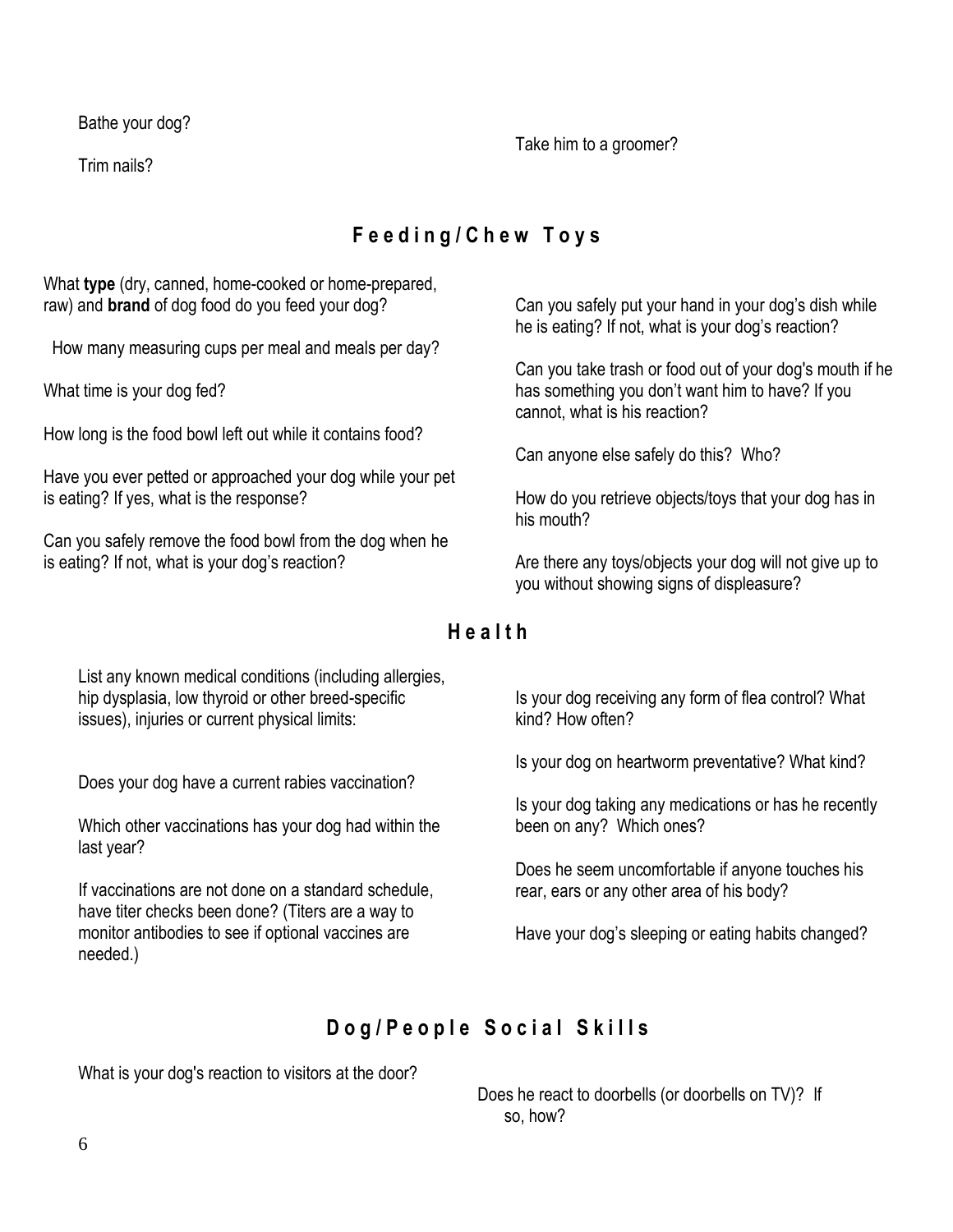Bathe your dog?

Trim nails?

Take him to a groomer?

## Feeding/Chew Toys

What **type** (dry, canned, home-cooked or home-prepared, raw) and **brand** of dog food do you feed your dog?

How many measuring cups per meal and meals per day?

What time is your dog fed?

How long is the food bowl left out while it contains food?

Have you ever petted or approached your dog while your pet is eating? If yes, what is the response?

Can you safely remove the food bowl from the dog when he is eating? If not, what is your dog's reaction?

Can you safely put your hand in your dog's dish while he is eating? If not, what is your dog's reaction?

Can you take trash or food out of your dog's mouth if he has something you don't want him to have? If you cannot, what is his reaction?

Can anyone else safely do this? Who?

How do you retrieve objects/toys that your dog has in his mouth?

Are there any toys/objects your dog will not give up to you without showing signs of displeasure?

## Health

List any known medical conditions (including allergies, hip dysplasia, low thyroid or other breed-specific issues), injuries or current physical limits:

Does your dog have a current rabies vaccination?

Which other vaccinations has your dog had within the last year?

If vaccinations are not done on a standard schedule, have titer checks been done? (Titers are a way to monitor antibodies to see if optional vaccines are needed.)

Is your dog receiving any form of flea control? What kind? How often?

Is your dog on heartworm preventative? What kind?

Is your dog taking any medications or has he recently been on any? Which ones?

Does he seem uncomfortable if anyone touches his rear, ears or any other area of his body?

Have your dog's sleeping or eating habits changed?

## Dog/People Social Skills

What is your dog's reaction to visitors at the door?

Does he react to doorbells (or doorbells on TV)? If so, how?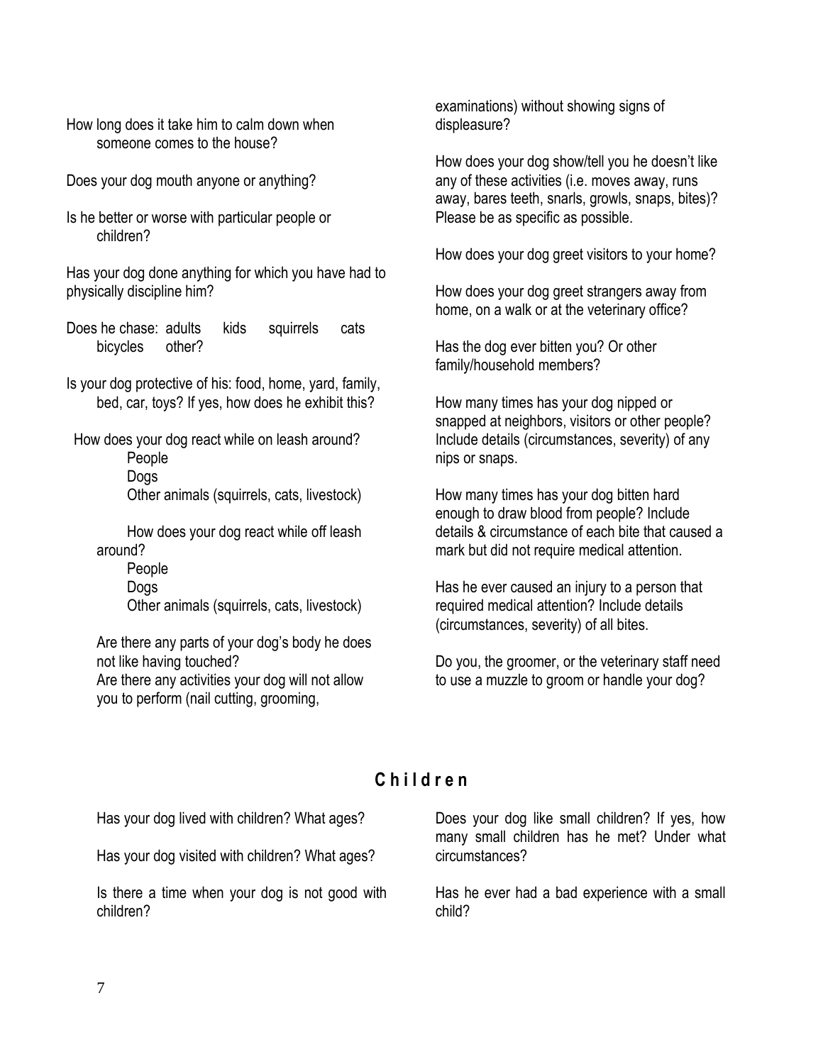How long does it take him to calm down when someone comes to the house?

Does your dog mouth anyone or anything?

Is he better or worse with particular people or children?

Has your dog done anything for which you have had to physically discipline him?

Does he chase: adults kids squirrels cats bicycles other?

Is your dog protective of his: food, home, yard, family, bed, car, toys? If yes, how does he exhibit this?

How does your dog react while on leash around?
- People
- Dogs
- Other animals (squirrels, cats, livestock)

How does your dog react while off leash around?
- People
- Dogs
- Other animals (squirrels, cats, livestock)

Are there any parts of your dog's body he does not like having touched?

Are there any activities your dog will not allow you to perform (nail cutting, grooming, examinations) without showing signs of displeasure?

How does your dog show/tell you he doesn't like any of these activities (i.e. moves away, runs away, bares teeth, snarls, growls, snaps, bites)? Please be as specific as possible.

How does your dog greet visitors to your home?

How does your dog greet strangers away from home, on a walk or at the veterinary office?

Has the dog ever bitten you? Or other family/household members?

How many times has your dog nipped or snapped at neighbors, visitors or other people? Include details (circumstances, severity) of any nips or snaps.

How many times has your dog bitten hard enough to draw blood from people? Include details & circumstance of each bite that caused a mark but did not require medical attention.

Has he ever caused an injury to a person that required medical attention? Include details (circumstances, severity) of all bites.

Do you, the groomer, or the veterinary staff need to use a muzzle to groom or handle your dog?

## Children

Has your dog lived with children? What ages?

Has your dog visited with children? What ages?

Is there a time when your dog is not good with children?

Does your dog like small children? If yes, how many small children has he met? Under what circumstances?

Has he ever had a bad experience with a small child?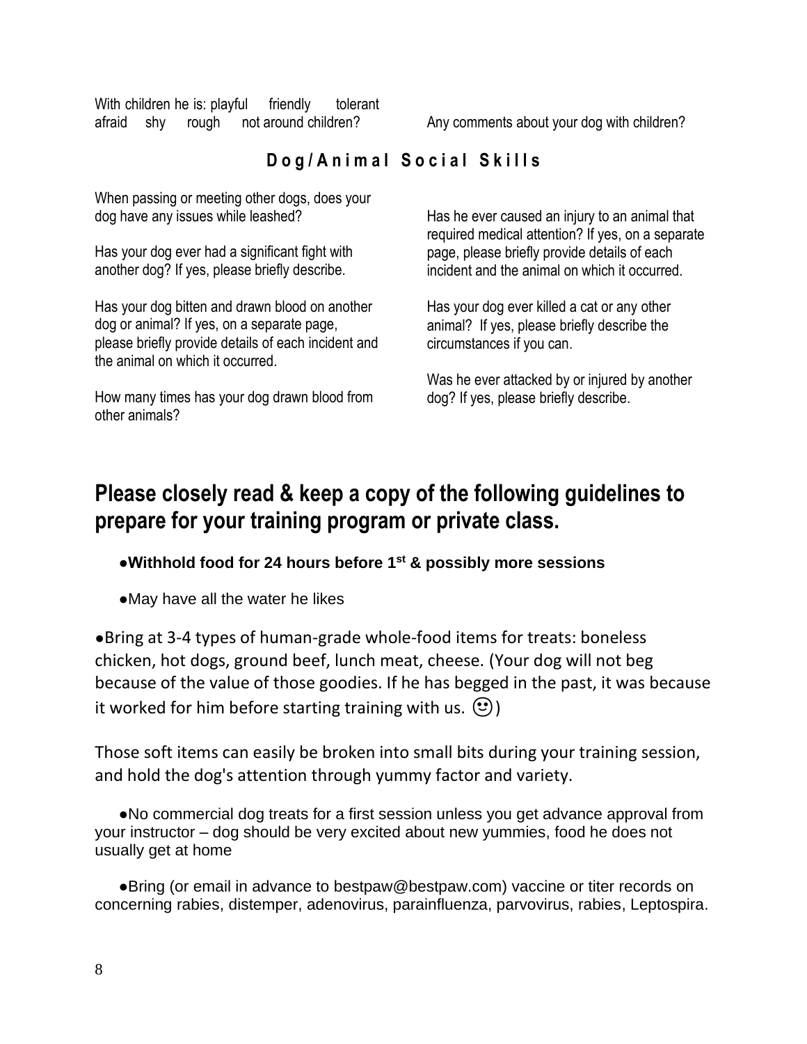With children he is: playful friendly tolerant afraid shy rough not around children?

Any comments about your dog with children?

## Dog/Animal Social Skills

When passing or meeting other dogs, does your dog have any issues while leashed?

Has your dog ever had a significant fight with another dog? If yes, please briefly describe.

Has your dog bitten and drawn blood on another dog or animal? If yes, on a separate page, please briefly provide details of each incident and the animal on which it occurred.

How many times has your dog drawn blood from other animals?

Has he ever caused an injury to an animal that required medical attention? If yes, on a separate page, please briefly provide details of each incident and the animal on which it occurred.

Has your dog ever killed a cat or any other animal? If yes, please briefly describe the circumstances if you can.

Was he ever attacked by or injured by another dog? If yes, please briefly describe.

## Please closely read & keep a copy of the following guidelines to prepare for your training program or private class.

- **Withhold food for 24 hours before 1st & possibly more sessions**
- May have all the water he likes
- Bring at 3-4 types of human-grade whole-food items for treats: boneless chicken, hot dogs, ground beef, lunch meat, cheese. (Your dog will not beg because of the value of those goodies. If he has begged in the past, it was because it worked for him before starting training with us. 🙂)

Those soft items can easily be broken into small bits during your training session, and hold the dog's attention through yummy factor and variety.

- No commercial dog treats for a first session unless you get advance approval from your instructor – dog should be very excited about new yummies, food he does not usually get at home
- Bring (or email in advance to bestpaw@bestpaw.com) vaccine or titer records on concerning rabies, distemper, adenovirus, parainfluenza, parvovirus, rabies, Leptospira.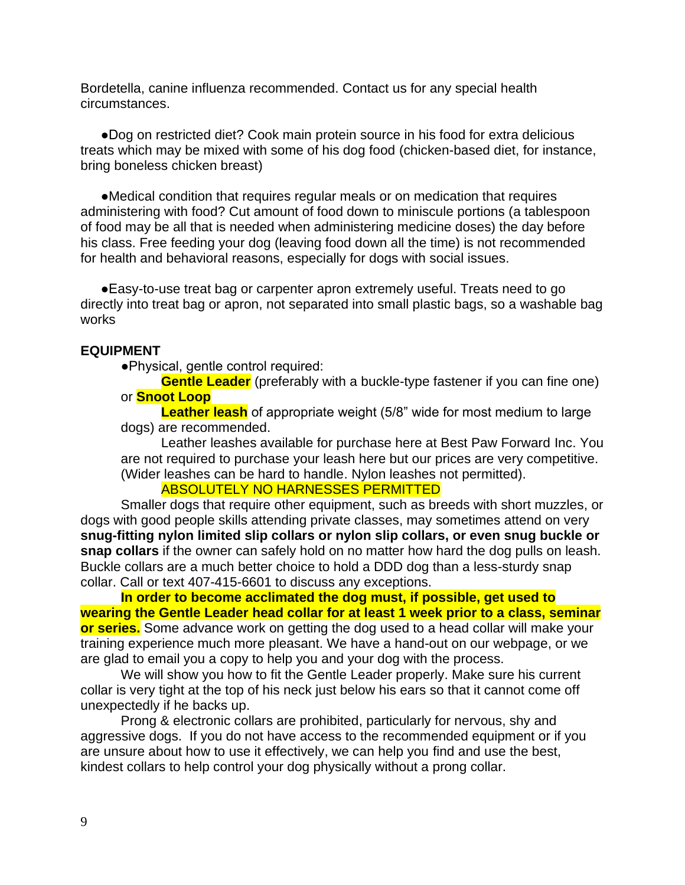Bordetella, canine influenza recommended. Contact us for any special health circumstances.

●Dog on restricted diet? Cook main protein source in his food for extra delicious treats which may be mixed with some of his dog food (chicken-based diet, for instance, bring boneless chicken breast)

●Medical condition that requires regular meals or on medication that requires administering with food? Cut amount of food down to miniscule portions (a tablespoon of food may be all that is needed when administering medicine doses) the day before his class. Free feeding your dog (leaving food down all the time) is not recommended for health and behavioral reasons, especially for dogs with social issues.

●Easy-to-use treat bag or carpenter apron extremely useful. Treats need to go directly into treat bag or apron, not separated into small plastic bags, so a washable bag works

**EQUIPMENT**

●Physical, gentle control required:

**Gentle Leader** (preferably with a buckle-type fastener if you can fine one) or **Snoot Loop**

**Leather leash** of appropriate weight (5/8" wide for most medium to large dogs) are recommended.

Leather leashes available for purchase here at Best Paw Forward Inc. You are not required to purchase your leash here but our prices are very competitive. (Wider leashes can be hard to handle. Nylon leashes not permitted).

ABSOLUTELY NO HARNESSES PERMITTED

Smaller dogs that require other equipment, such as breeds with short muzzles, or dogs with good people skills attending private classes, may sometimes attend on very **snug-fitting nylon limited slip collars or nylon slip collars, or even snug buckle or snap collars** if the owner can safely hold on no matter how hard the dog pulls on leash. Buckle collars are a much better choice to hold a DDD dog than a less-sturdy snap collar. Call or text 407-415-6601 to discuss any exceptions.

**In order to become acclimated the dog must, if possible, get used to wearing the Gentle Leader head collar for at least 1 week prior to a class, seminar or series.** Some advance work on getting the dog used to a head collar will make your training experience much more pleasant. We have a hand-out on our webpage, or we are glad to email you a copy to help you and your dog with the process.

We will show you how to fit the Gentle Leader properly. Make sure his current collar is very tight at the top of his neck just below his ears so that it cannot come off unexpectedly if he backs up.

Prong & electronic collars are prohibited, particularly for nervous, shy and aggressive dogs. If you do not have access to the recommended equipment or if you are unsure about how to use it effectively, we can help you find and use the best, kindest collars to help control your dog physically without a prong collar.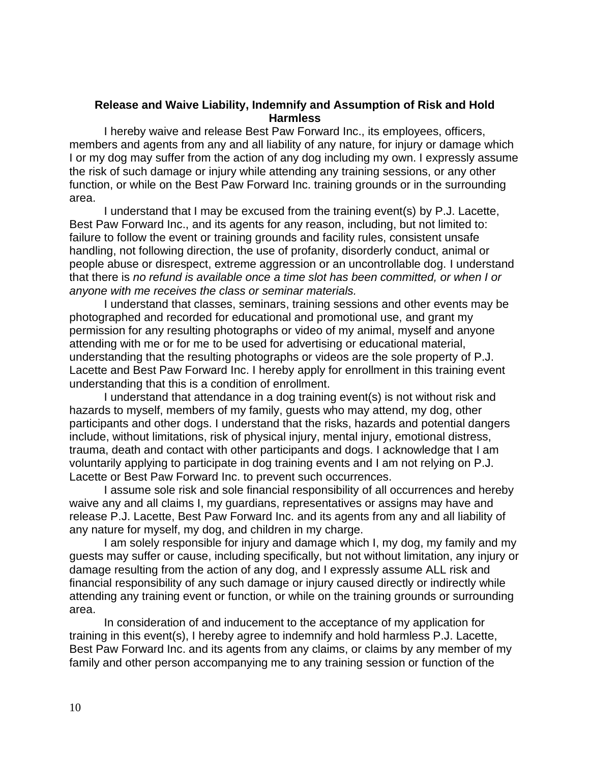**Release and Waive Liability, Indemnify and Assumption of Risk and Hold Harmless**

I hereby waive and release Best Paw Forward Inc., its employees, officers, members and agents from any and all liability of any nature, for injury or damage which I or my dog may suffer from the action of any dog including my own. I expressly assume the risk of such damage or injury while attending any training sessions, or any other function, or while on the Best Paw Forward Inc. training grounds or in the surrounding area.

I understand that I may be excused from the training event(s) by P.J. Lacette, Best Paw Forward Inc., and its agents for any reason, including, but not limited to: failure to follow the event or training grounds and facility rules, consistent unsafe handling, not following direction, the use of profanity, disorderly conduct, animal or people abuse or disrespect, extreme aggression or an uncontrollable dog. I understand that there is *no refund is available once a time slot has been committed, or when I or anyone with me receives the class or seminar materials.*

I understand that classes, seminars, training sessions and other events may be photographed and recorded for educational and promotional use, and grant my permission for any resulting photographs or video of my animal, myself and anyone attending with me or for me to be used for advertising or educational material, understanding that the resulting photographs or videos are the sole property of P.J. Lacette and Best Paw Forward Inc. I hereby apply for enrollment in this training event understanding that this is a condition of enrollment.

I understand that attendance in a dog training event(s) is not without risk and hazards to myself, members of my family, guests who may attend, my dog, other participants and other dogs. I understand that the risks, hazards and potential dangers include, without limitations, risk of physical injury, mental injury, emotional distress, trauma, death and contact with other participants and dogs. I acknowledge that I am voluntarily applying to participate in dog training events and I am not relying on P.J. Lacette or Best Paw Forward Inc. to prevent such occurrences.

I assume sole risk and sole financial responsibility of all occurrences and hereby waive any and all claims I, my guardians, representatives or assigns may have and release P.J. Lacette, Best Paw Forward Inc. and its agents from any and all liability of any nature for myself, my dog, and children in my charge.

I am solely responsible for injury and damage which I, my dog, my family and my guests may suffer or cause, including specifically, but not without limitation, any injury or damage resulting from the action of any dog, and I expressly assume ALL risk and financial responsibility of any such damage or injury caused directly or indirectly while attending any training event or function, or while on the training grounds or surrounding area.

In consideration of and inducement to the acceptance of my application for training in this event(s), I hereby agree to indemnify and hold harmless P.J. Lacette, Best Paw Forward Inc. and its agents from any claims, or claims by any member of my family and other person accompanying me to any training session or function of the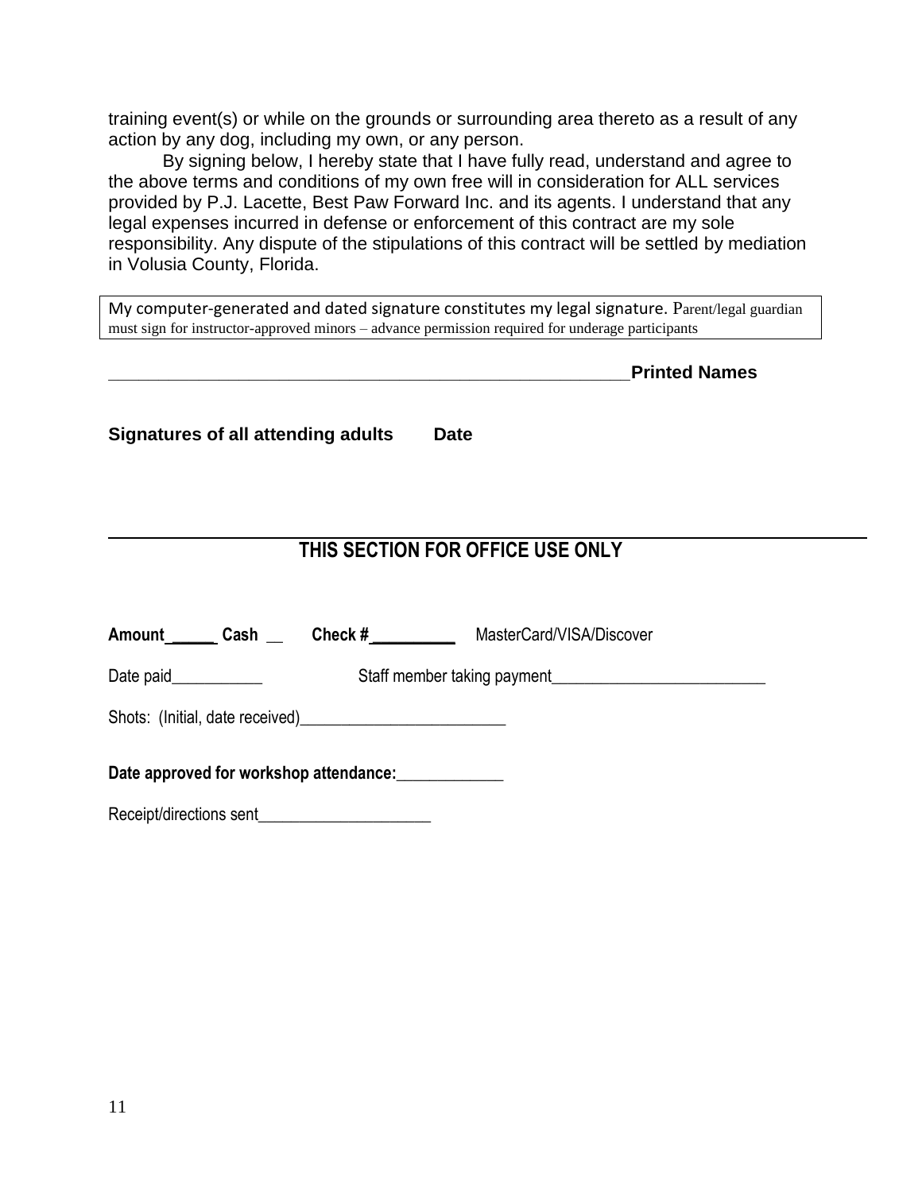training event(s) or while on the grounds or surrounding area thereto as a result of any action by any dog, including my own, or any person.

By signing below, I hereby state that I have fully read, understand and agree to the above terms and conditions of my own free will in consideration for ALL services provided by P.J. Lacette, Best Paw Forward Inc. and its agents. I understand that any legal expenses incurred in defense or enforcement of this contract are my sole responsibility. Any dispute of the stipulations of this contract will be settled by mediation in Volusia County, Florida.

| My computer-generated and dated signature constitutes my legal signature. Parent/legal guardian must sign for instructor-approved minors – advance permission required for underage participants |
|---|

___________________________________________________________**Printed Names**

**Signatures of all attending adults** **Date**

---

## THIS SECTION FOR OFFICE USE ONLY

**Amount** ______ **Cash** __ **Check #** __________ MasterCard/VISA/Discover

Date paid___________ Staff member taking payment__________________________

Shots: (Initial, date received)_________________________

**Date approved for workshop attendance:**_____________

Receipt/directions sent_____________________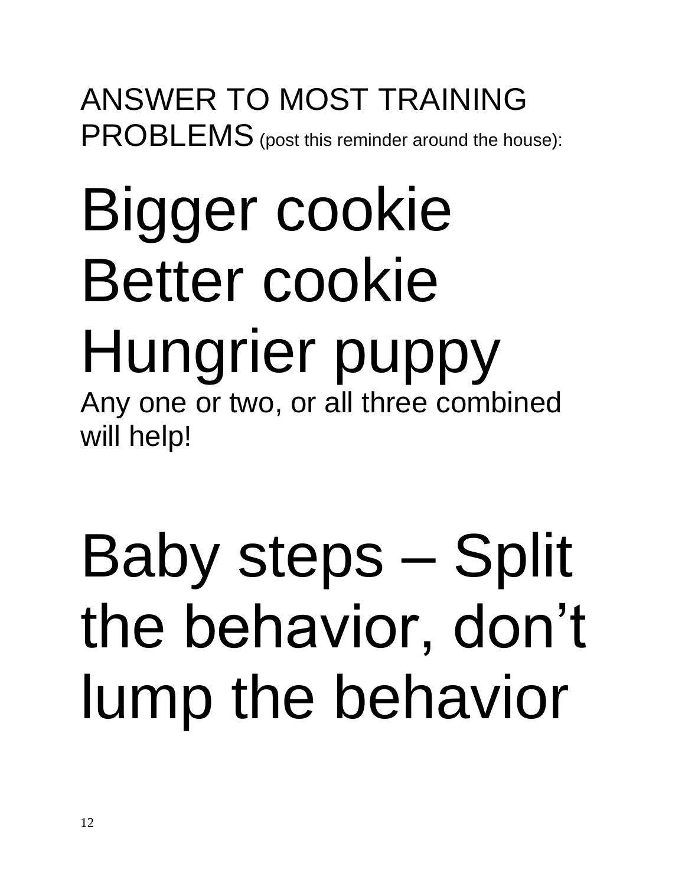ANSWER TO MOST TRAINING PROBLEMS (post this reminder around the house):

# Bigger cookie
# Better cookie
# Hungrier puppy

Any one or two, or all three combined will help!

# Baby steps – Split the behavior, don't lump the behavior